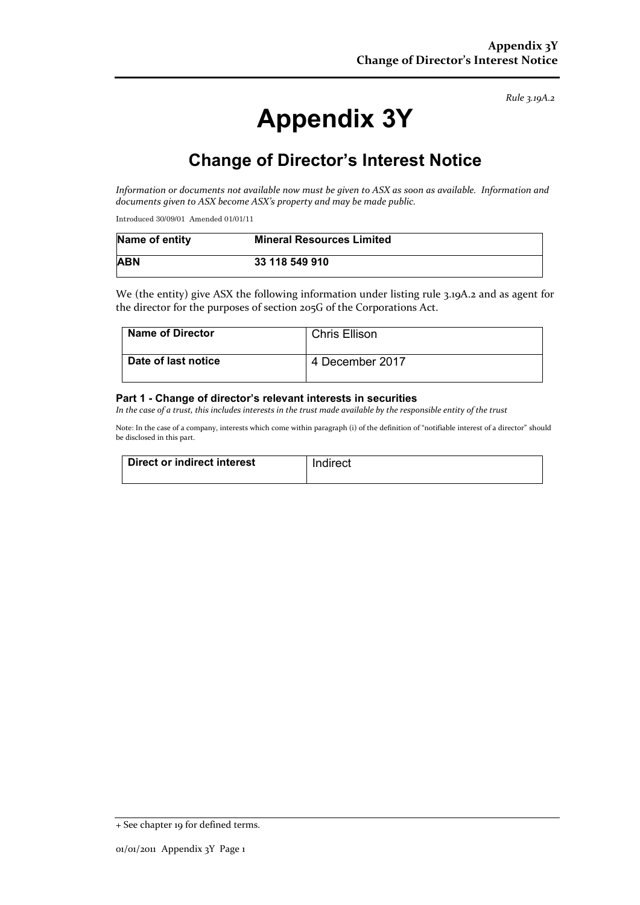*Rule 3.19A.2*

# Appendix 3Y

## Change of Director's Interest Notice

*Information or documents not available now must be given to ASX as soon as available. Information and documents given to ASX become ASX's property and may be made public.*

Introduced 30/09/01 Amended 01/01/11

| **Name of entity** | **Mineral Resources Limited** |
|---|---|
| **ABN** | **33 118 549 910** |

We (the entity) give ASX the following information under listing rule 3.19A.2 and as agent for the director for the purposes of section 205G of the Corporations Act.

| **Name of Director** | Chris Ellison |
|---|---|
| **Date of last notice** | 4 December 2017 |

### Part 1 - Change of director's relevant interests in securities

*In the case of a trust, this includes interests in the trust made available by the responsible entity of the trust*

Note: In the case of a company, interests which come within paragraph (i) of the definition of "notifiable interest of a director" should be disclosed in this part.

| **Direct or indirect interest** | Indirect |
|---|---|

+ See chapter 19 for defined terms.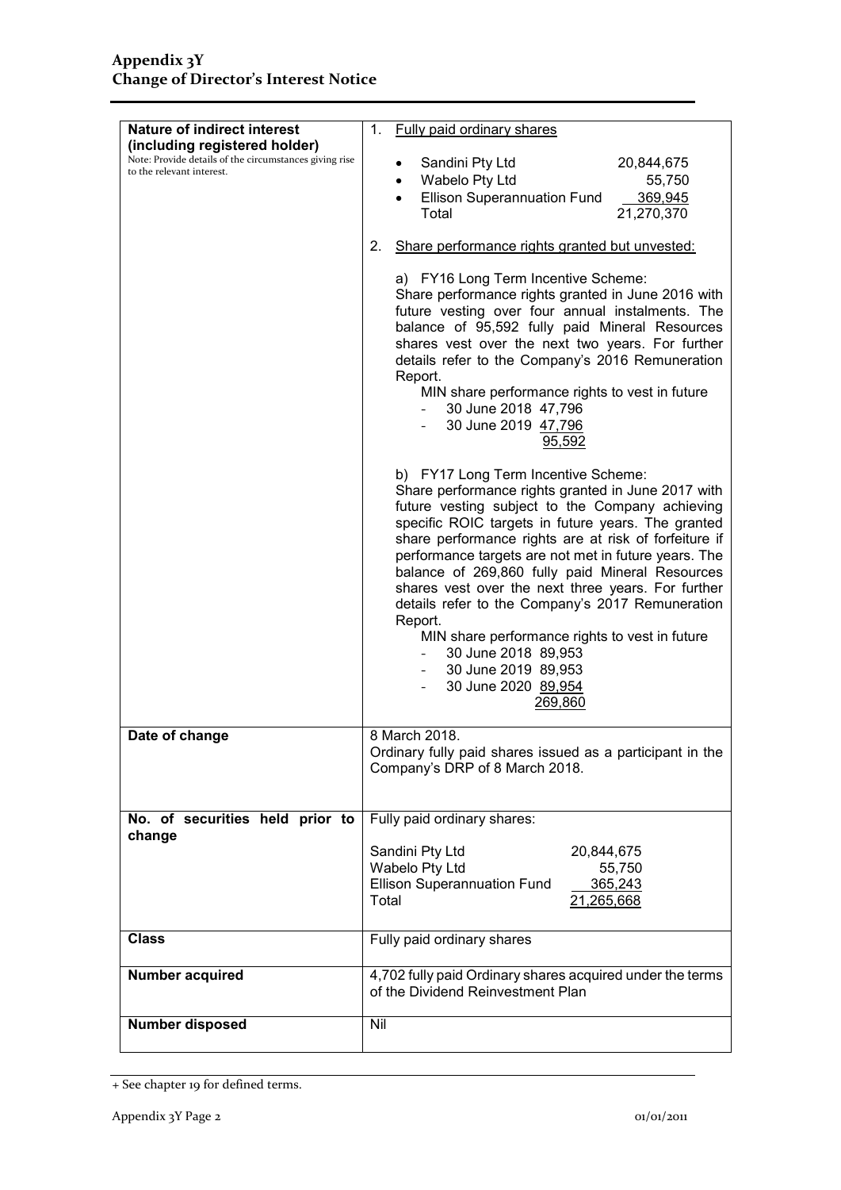# Appendix 3Y
# Change of Director's Interest Notice

| | |
|---|---|
| **Nature of indirect interest (including registered holder)**<br>Note: Provide details of the circumstances giving rise to the relevant interest. | 1. Fully paid ordinary shares<br><br>• Sandini Pty Ltd 20,844,675<br>• Wabelo Pty Ltd 55,750<br>• Ellison Superannuation Fund 369,945<br>Total 21,270,370<br><br>2. Share performance rights granted but unvested:<br><br>a) FY16 Long Term Incentive Scheme:<br>Share performance rights granted in June 2016 with future vesting over four annual instalments. The balance of 95,592 fully paid Mineral Resources shares vest over the next two years. For further details refer to the Company's 2016 Remuneration Report.<br>MIN share performance rights to vest in future<br>- 30 June 2018 47,796<br>- 30 June 2019 47,796<br>95,592<br><br>b) FY17 Long Term Incentive Scheme:<br>Share performance rights granted in June 2017 with future vesting subject to the Company achieving specific ROIC targets in future years. The granted share performance rights are at risk of forfeiture if performance targets are not met in future years. The balance of 269,860 fully paid Mineral Resources shares vest over the next three years. For further details refer to the Company's 2017 Remuneration Report.<br>MIN share performance rights to vest in future<br>- 30 June 2018 89,953<br>- 30 June 2019 89,953<br>- 30 June 2020 89,954<br>269,860 |
| **Date of change** | 8 March 2018.<br>Ordinary fully paid shares issued as a participant in the Company's DRP of 8 March 2018. |
| **No. of securities held prior to change** | Fully paid ordinary shares:<br><br>Sandini Pty Ltd 20,844,675<br>Wabelo Pty Ltd 55,750<br>Ellison Superannuation Fund 365,243<br>Total 21,265,668 |
| **Class** | Fully paid ordinary shares |
| **Number acquired** | 4,702 fully paid Ordinary shares acquired under the terms of the Dividend Reinvestment Plan |
| **Number disposed** | Nil |

+ See chapter 19 for defined terms.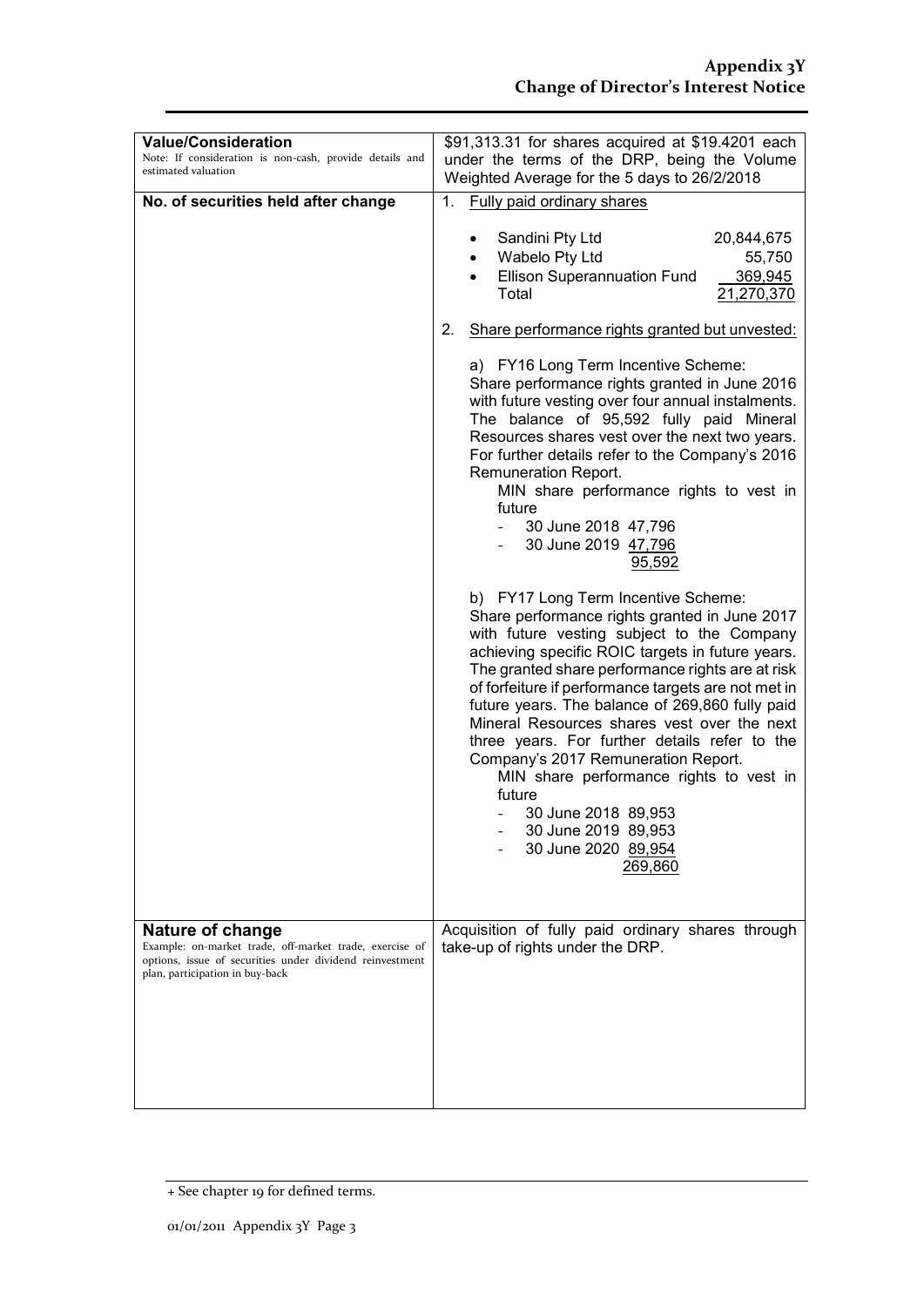| | |
|---|---|
| **Value/Consideration**<br>Note: If consideration is non-cash, provide details and estimated valuation | $91,313.31 for shares acquired at $19.4201 each under the terms of the DRP, being the Volume Weighted Average for the 5 days to 26/2/2018 |
| **No. of securities held after change** | 1. Fully paid ordinary shares<br><br>• Sandini Pty Ltd 20,844,675<br>• Wabelo Pty Ltd 55,750<br>• Ellison Superannuation Fund 369,945<br>Total 21,270,370<br><br>2. Share performance rights granted but unvested:<br><br>a) FY16 Long Term Incentive Scheme:<br>Share performance rights granted in June 2016 with future vesting over four annual instalments. The balance of 95,592 fully paid Mineral Resources shares vest over the next two years. For further details refer to the Company's 2016 Remuneration Report.<br>MIN share performance rights to vest in future<br>- 30 June 2018 47,796<br>- 30 June 2019 47,796<br>95,592<br><br>b) FY17 Long Term Incentive Scheme:<br>Share performance rights granted in June 2017 with future vesting subject to the Company achieving specific ROIC targets in future years. The granted share performance rights are at risk of forfeiture if performance targets are not met in future years. The balance of 269,860 fully paid Mineral Resources shares vest over the next three years. For further details refer to the Company's 2017 Remuneration Report.<br>MIN share performance rights to vest in future<br>- 30 June 2018 89,953<br>- 30 June 2019 89,953<br>- 30 June 2020 89,954<br>269,860 |
| **Nature of change**<br>Example: on-market trade, off-market trade, exercise of options, issue of securities under dividend reinvestment plan, participation in buy-back | Acquisition of fully paid ordinary shares through take-up of rights under the DRP. |

+ See chapter 19 for defined terms.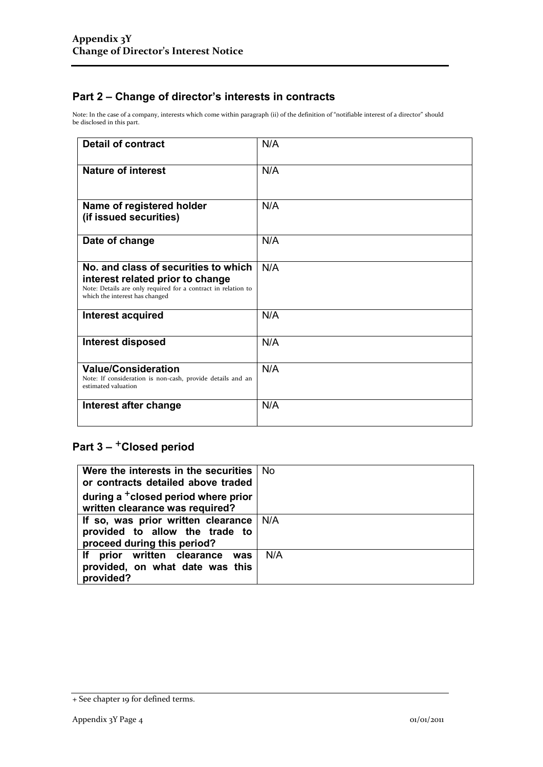## Part 2 – Change of director's interests in contracts

Note: In the case of a company, interests which come within paragraph (ii) of the definition of "notifiable interest of a director" should be disclosed in this part.

| | |
|---|---|
| **Detail of contract** | N/A |
| **Nature of interest** | N/A |
| **Name of registered holder (if issued securities)** | N/A |
| **Date of change** | N/A |
| **No. and class of securities to which interest related prior to change** Note: Details are only required for a contract in relation to which the interest has changed | N/A |
| **Interest acquired** | N/A |
| **Interest disposed** | N/A |
| **Value/Consideration** Note: If consideration is non-cash, provide details and an estimated valuation | N/A |
| **Interest after change** | N/A |

## Part 3 – +Closed period

| | |
|---|---|
| **Were the interests in the securities or contracts detailed above traded during a +closed period where prior written clearance was required?** | No |
| **If so, was prior written clearance provided to allow the trade to proceed during this period?** | N/A |
| **If prior written clearance was provided, on what date was this provided?** | N/A |

+ See chapter 19 for defined terms.